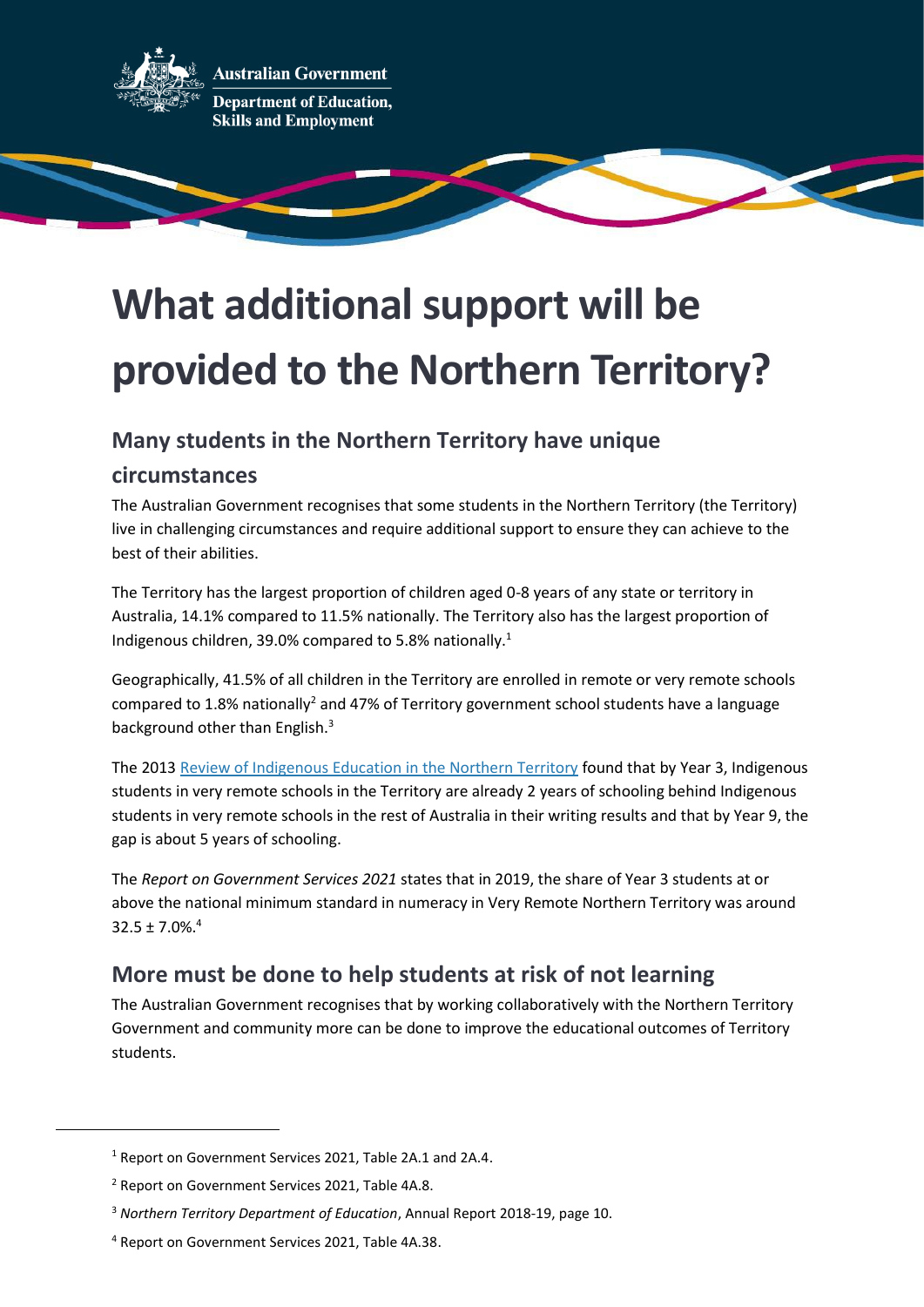Australian Government

Department of Education, Skills and Employment

# What additional support will be provided to the Northern Territory?

## Many students in the Northern Territory have unique circumstances

The Australian Government recognises that some students in the Northern Territory (the Territory) live in challenging circumstances and require additional support to ensure they can achieve to the best of their abilities.

The Territory has the largest proportion of children aged 0-8 years of any state or territory in Australia, 14.1% compared to 11.5% nationally. The Territory also has the largest proportion of Indigenous children, 39.0% compared to 5.8% nationally.[1]

Geographically, 41.5% of all children in the Territory are enrolled in remote or very remote schools compared to 1.8% nationally[2] and 47% of Territory government school students have a language background other than English.[3]

The 2013 [Review of Indigenous Education in the Northern Territory] found that by Year 3, Indigenous students in very remote schools in the Territory are already 2 years of schooling behind Indigenous students in very remote schools in the rest of Australia in their writing results and that by Year 9, the gap is about 5 years of schooling.

The *Report on Government Services 2021* states that in 2019, the share of Year 3 students at or above the national minimum standard in numeracy in Very Remote Northern Territory was around 32.5 ± 7.0%.[4]

## More must be done to help students at risk of not learning

The Australian Government recognises that by working collaboratively with the Northern Territory Government and community more can be done to improve the educational outcomes of Territory students.

---

[1] Report on Government Services 2021, Table 2A.1 and 2A.4.

[2] Report on Government Services 2021, Table 4A.8.

[3] *Northern Territory Department of Education*, Annual Report 2018-19, page 10.

[4] Report on Government Services 2021, Table 4A.38.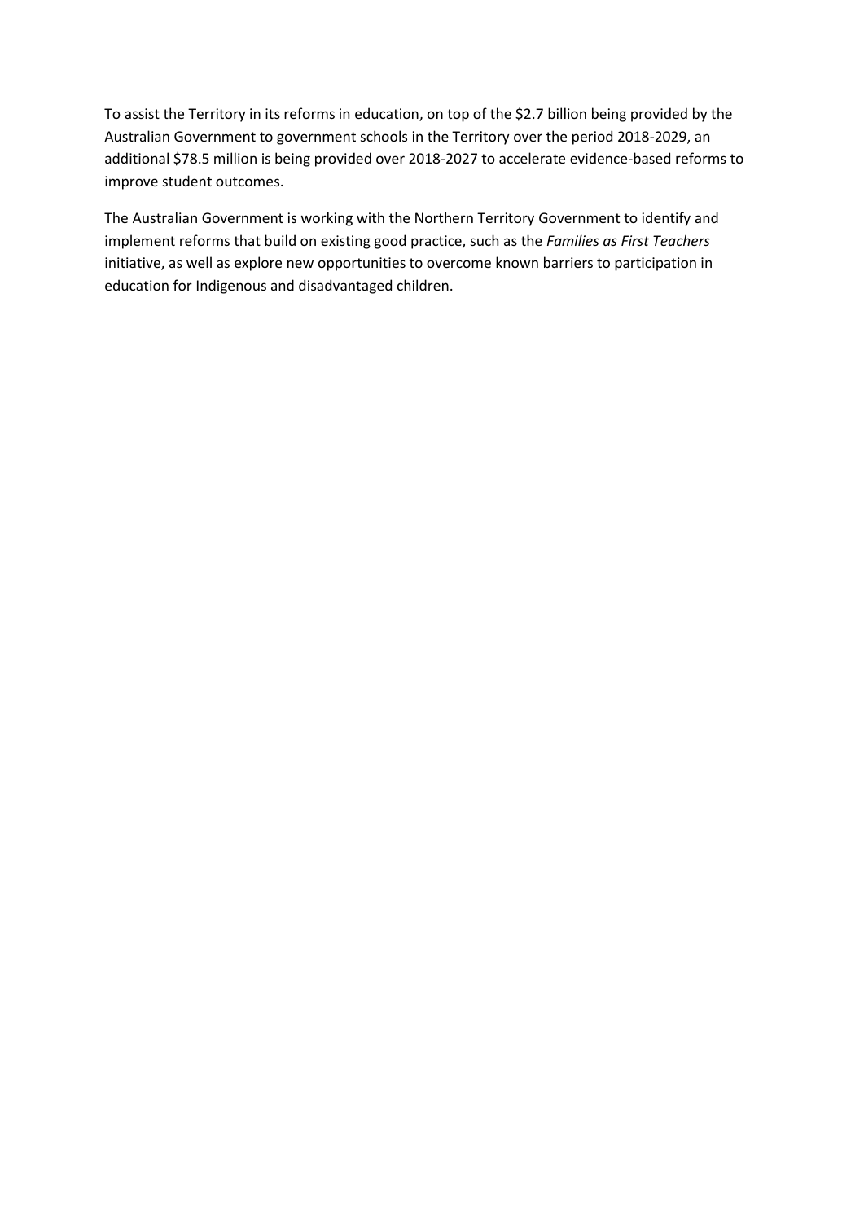To assist the Territory in its reforms in education, on top of the $2.7 billion being provided by the Australian Government to government schools in the Territory over the period 2018-2029, an additional $78.5 million is being provided over 2018-2027 to accelerate evidence-based reforms to improve student outcomes.

The Australian Government is working with the Northern Territory Government to identify and implement reforms that build on existing good practice, such as the *Families as First Teachers* initiative, as well as explore new opportunities to overcome known barriers to participation in education for Indigenous and disadvantaged children.